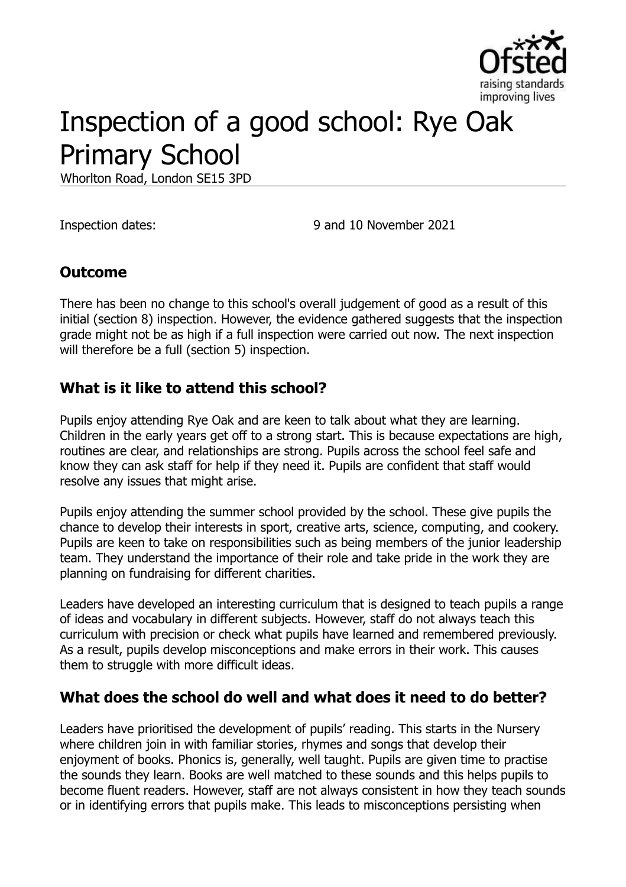# Inspection of a good school: Rye Oak Primary School

Whorlton Road, London SE15 3PD

Inspection dates: 9 and 10 November 2021

## Outcome

There has been no change to this school's overall judgement of good as a result of this initial (section 8) inspection. However, the evidence gathered suggests that the inspection grade might not be as high if a full inspection were carried out now. The next inspection will therefore be a full (section 5) inspection.

## What is it like to attend this school?

Pupils enjoy attending Rye Oak and are keen to talk about what they are learning. Children in the early years get off to a strong start. This is because expectations are high, routines are clear, and relationships are strong. Pupils across the school feel safe and know they can ask staff for help if they need it. Pupils are confident that staff would resolve any issues that might arise.

Pupils enjoy attending the summer school provided by the school. These give pupils the chance to develop their interests in sport, creative arts, science, computing, and cookery. Pupils are keen to take on responsibilities such as being members of the junior leadership team. They understand the importance of their role and take pride in the work they are planning on fundraising for different charities.

Leaders have developed an interesting curriculum that is designed to teach pupils a range of ideas and vocabulary in different subjects. However, staff do not always teach this curriculum with precision or check what pupils have learned and remembered previously. As a result, pupils develop misconceptions and make errors in their work. This causes them to struggle with more difficult ideas.

## What does the school do well and what does it need to do better?

Leaders have prioritised the development of pupils' reading. This starts in the Nursery where children join in with familiar stories, rhymes and songs that develop their enjoyment of books. Phonics is, generally, well taught. Pupils are given time to practise the sounds they learn. Books are well matched to these sounds and this helps pupils to become fluent readers. However, staff are not always consistent in how they teach sounds or in identifying errors that pupils make. This leads to misconceptions persisting when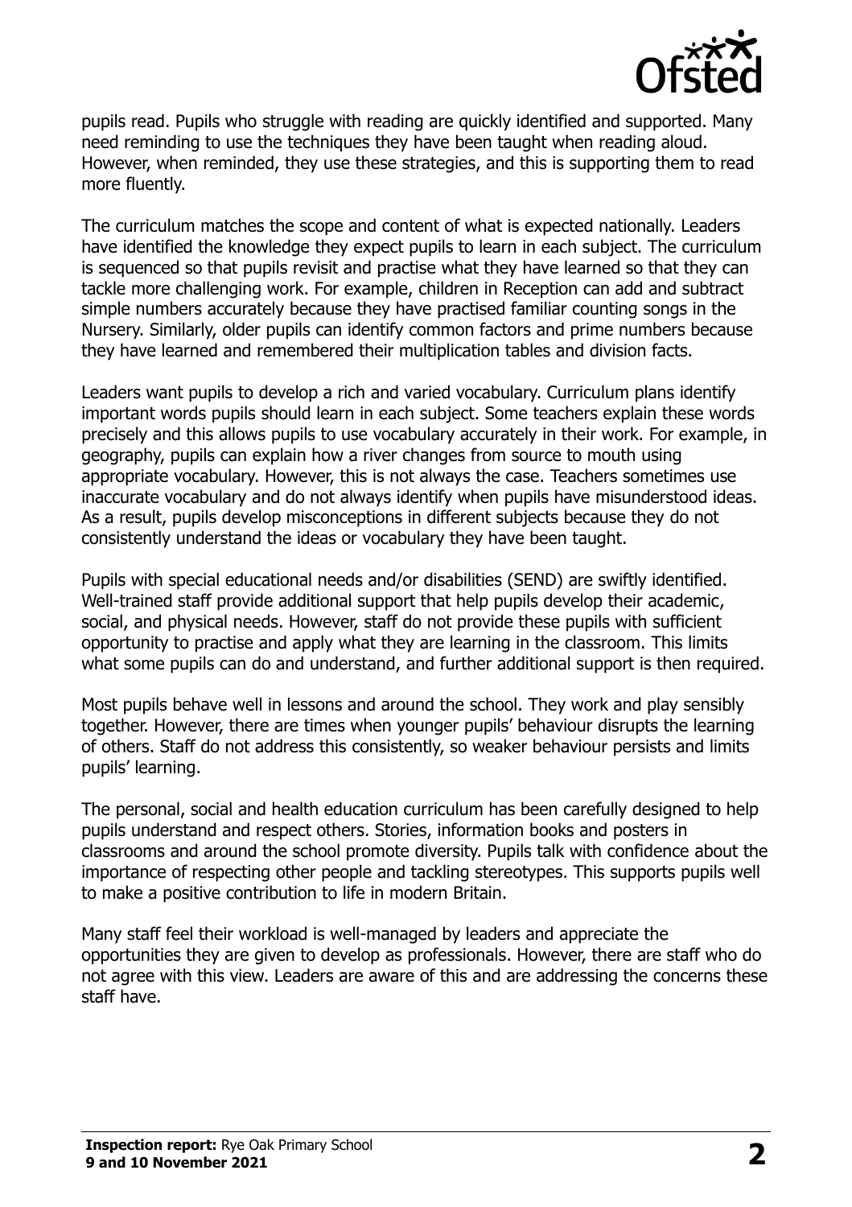pupils read. Pupils who struggle with reading are quickly identified and supported. Many need reminding to use the techniques they have been taught when reading aloud. However, when reminded, they use these strategies, and this is supporting them to read more fluently.

The curriculum matches the scope and content of what is expected nationally. Leaders have identified the knowledge they expect pupils to learn in each subject. The curriculum is sequenced so that pupils revisit and practise what they have learned so that they can tackle more challenging work. For example, children in Reception can add and subtract simple numbers accurately because they have practised familiar counting songs in the Nursery. Similarly, older pupils can identify common factors and prime numbers because they have learned and remembered their multiplication tables and division facts.

Leaders want pupils to develop a rich and varied vocabulary. Curriculum plans identify important words pupils should learn in each subject. Some teachers explain these words precisely and this allows pupils to use vocabulary accurately in their work. For example, in geography, pupils can explain how a river changes from source to mouth using appropriate vocabulary. However, this is not always the case. Teachers sometimes use inaccurate vocabulary and do not always identify when pupils have misunderstood ideas. As a result, pupils develop misconceptions in different subjects because they do not consistently understand the ideas or vocabulary they have been taught.

Pupils with special educational needs and/or disabilities (SEND) are swiftly identified. Well-trained staff provide additional support that help pupils develop their academic, social, and physical needs. However, staff do not provide these pupils with sufficient opportunity to practise and apply what they are learning in the classroom. This limits what some pupils can do and understand, and further additional support is then required.

Most pupils behave well in lessons and around the school. They work and play sensibly together. However, there are times when younger pupils' behaviour disrupts the learning of others. Staff do not address this consistently, so weaker behaviour persists and limits pupils' learning.

The personal, social and health education curriculum has been carefully designed to help pupils understand and respect others. Stories, information books and posters in classrooms and around the school promote diversity. Pupils talk with confidence about the importance of respecting other people and tackling stereotypes. This supports pupils well to make a positive contribution to life in modern Britain.

Many staff feel their workload is well-managed by leaders and appreciate the opportunities they are given to develop as professionals. However, there are staff who do not agree with this view. Leaders are aware of this and are addressing the concerns these staff have.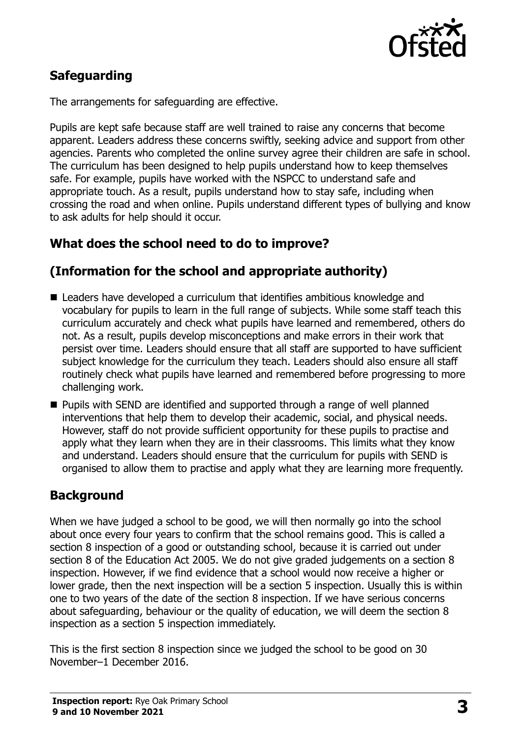## Safeguarding

The arrangements for safeguarding are effective.

Pupils are kept safe because staff are well trained to raise any concerns that become apparent. Leaders address these concerns swiftly, seeking advice and support from other agencies. Parents who completed the online survey agree their children are safe in school. The curriculum has been designed to help pupils understand how to keep themselves safe. For example, pupils have worked with the NSPCC to understand safe and appropriate touch. As a result, pupils understand how to stay safe, including when crossing the road and when online. Pupils understand different types of bullying and know to ask adults for help should it occur.

## What does the school need to do to improve?

## (Information for the school and appropriate authority)

- Leaders have developed a curriculum that identifies ambitious knowledge and vocabulary for pupils to learn in the full range of subjects. While some staff teach this curriculum accurately and check what pupils have learned and remembered, others do not. As a result, pupils develop misconceptions and make errors in their work that persist over time. Leaders should ensure that all staff are supported to have sufficient subject knowledge for the curriculum they teach. Leaders should also ensure all staff routinely check what pupils have learned and remembered before progressing to more challenging work.
- Pupils with SEND are identified and supported through a range of well planned interventions that help them to develop their academic, social, and physical needs. However, staff do not provide sufficient opportunity for these pupils to practise and apply what they learn when they are in their classrooms. This limits what they know and understand. Leaders should ensure that the curriculum for pupils with SEND is organised to allow them to practise and apply what they are learning more frequently.

## Background

When we have judged a school to be good, we will then normally go into the school about once every four years to confirm that the school remains good. This is called a section 8 inspection of a good or outstanding school, because it is carried out under section 8 of the Education Act 2005. We do not give graded judgements on a section 8 inspection. However, if we find evidence that a school would now receive a higher or lower grade, then the next inspection will be a section 5 inspection. Usually this is within one to two years of the date of the section 8 inspection. If we have serious concerns about safeguarding, behaviour or the quality of education, we will deem the section 8 inspection as a section 5 inspection immediately.

This is the first section 8 inspection since we judged the school to be good on 30 November–1 December 2016.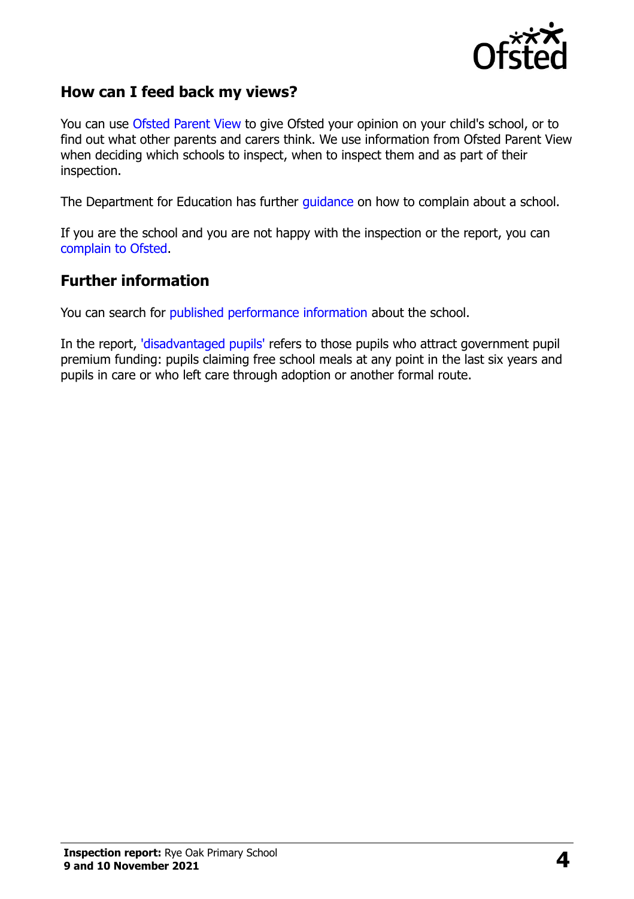## How can I feed back my views?

You can use Ofsted Parent View to give Ofsted your opinion on your child's school, or to find out what other parents and carers think. We use information from Ofsted Parent View when deciding which schools to inspect, when to inspect them and as part of their inspection.

The Department for Education has further guidance on how to complain about a school.

If you are the school and you are not happy with the inspection or the report, you can complain to Ofsted.

## Further information

You can search for published performance information about the school.

In the report, 'disadvantaged pupils' refers to those pupils who attract government pupil premium funding: pupils claiming free school meals at any point in the last six years and pupils in care or who left care through adoption or another formal route.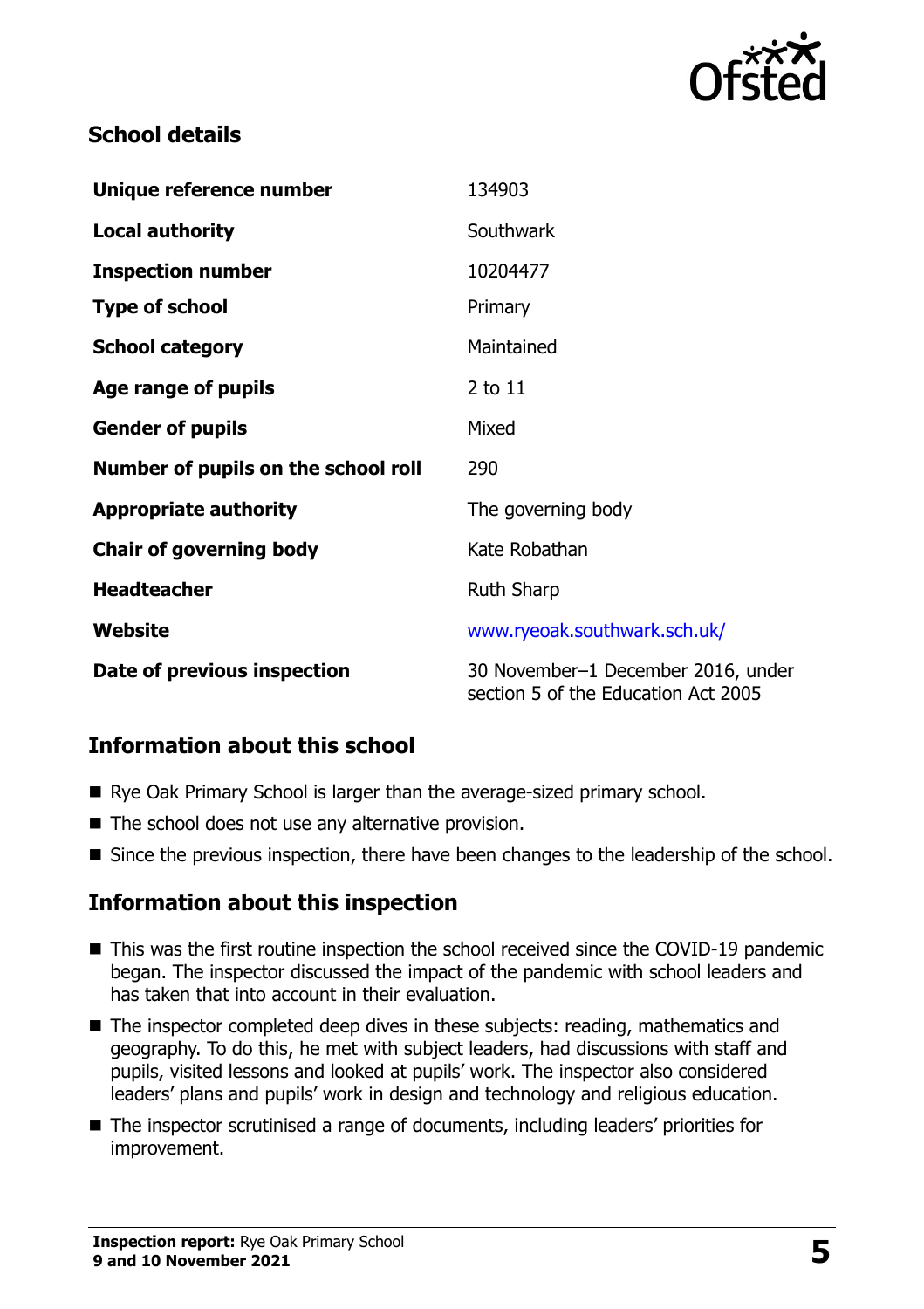## School details

| | |
|---|---|
| **Unique reference number** | 134903 |
| **Local authority** | Southwark |
| **Inspection number** | 10204477 |
| **Type of school** | Primary |
| **School category** | Maintained |
| **Age range of pupils** | 2 to 11 |
| **Gender of pupils** | Mixed |
| **Number of pupils on the school roll** | 290 |
| **Appropriate authority** | The governing body |
| **Chair of governing body** | Kate Robathan |
| **Headteacher** | Ruth Sharp |
| **Website** | www.ryeoak.southwark.sch.uk/ |
| **Date of previous inspection** | 30 November–1 December 2016, under section 5 of the Education Act 2005 |

## Information about this school

- Rye Oak Primary School is larger than the average-sized primary school.
- The school does not use any alternative provision.
- Since the previous inspection, there have been changes to the leadership of the school.

## Information about this inspection

- This was the first routine inspection the school received since the COVID-19 pandemic began. The inspector discussed the impact of the pandemic with school leaders and has taken that into account in their evaluation.
- The inspector completed deep dives in these subjects: reading, mathematics and geography. To do this, he met with subject leaders, had discussions with staff and pupils, visited lessons and looked at pupils' work. The inspector also considered leaders' plans and pupils' work in design and technology and religious education.
- The inspector scrutinised a range of documents, including leaders' priorities for improvement.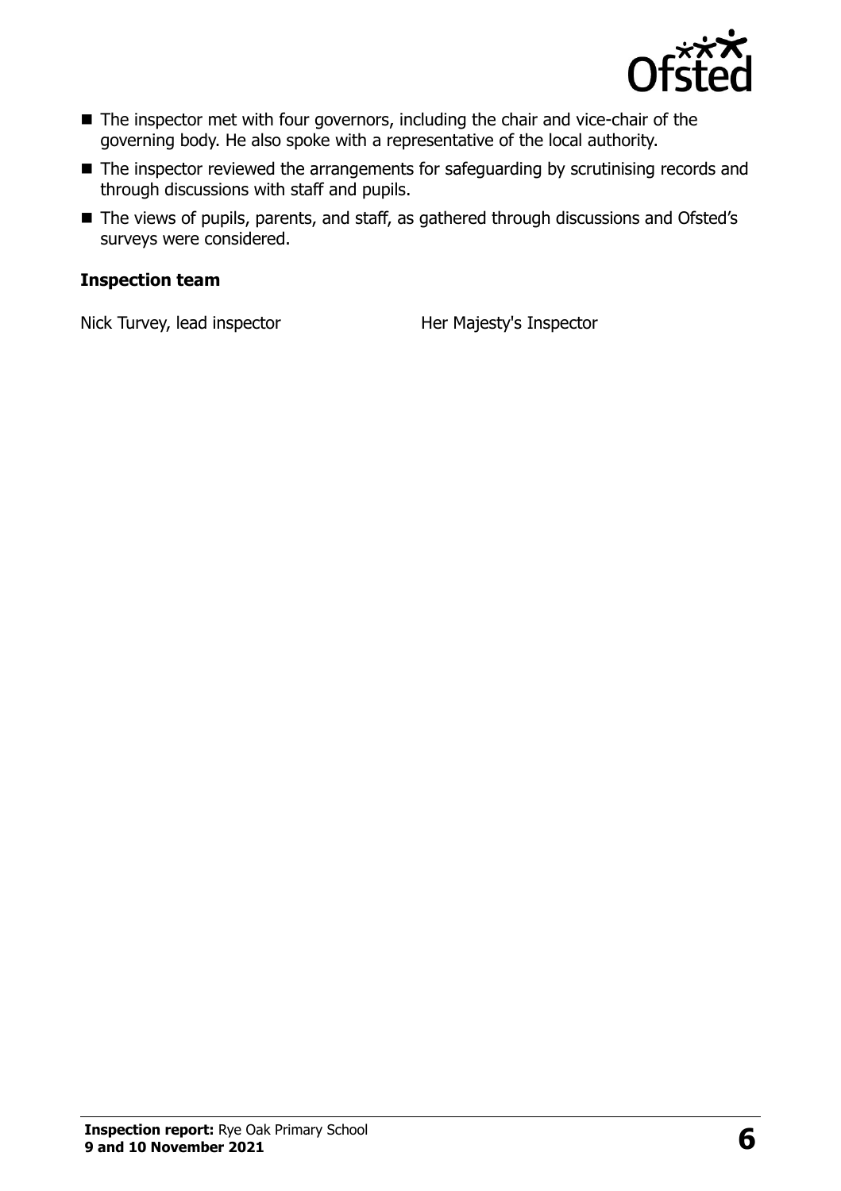- The inspector met with four governors, including the chair and vice-chair of the governing body. He also spoke with a representative of the local authority.
- The inspector reviewed the arrangements for safeguarding by scrutinising records and through discussions with staff and pupils.
- The views of pupils, parents, and staff, as gathered through discussions and Ofsted's surveys were considered.

### Inspection team

| | |
|---|---|
| Nick Turvey, lead inspector | Her Majesty's Inspector |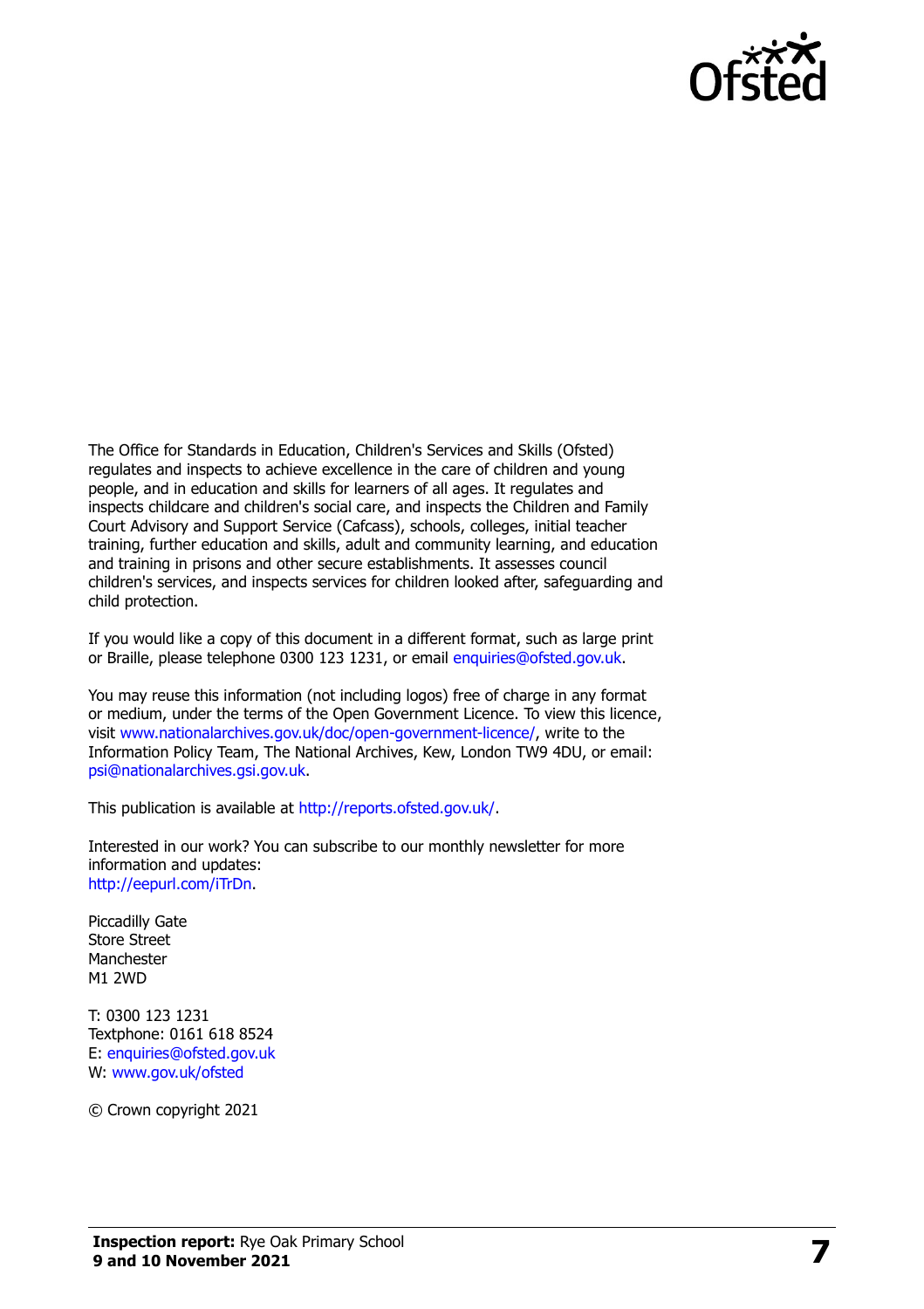The Office for Standards in Education, Children's Services and Skills (Ofsted) regulates and inspects to achieve excellence in the care of children and young people, and in education and skills for learners of all ages. It regulates and inspects childcare and children's social care, and inspects the Children and Family Court Advisory and Support Service (Cafcass), schools, colleges, initial teacher training, further education and skills, adult and community learning, and education and training in prisons and other secure establishments. It assesses council children's services, and inspects services for children looked after, safeguarding and child protection.

If you would like a copy of this document in a different format, such as large print or Braille, please telephone 0300 123 1231, or email enquiries@ofsted.gov.uk.

You may reuse this information (not including logos) free of charge in any format or medium, under the terms of the Open Government Licence. To view this licence, visit www.nationalarchives.gov.uk/doc/open-government-licence/, write to the Information Policy Team, The National Archives, Kew, London TW9 4DU, or email: psi@nationalarchives.gsi.gov.uk.

This publication is available at http://reports.ofsted.gov.uk/.

Interested in our work? You can subscribe to our monthly newsletter for more information and updates:
http://eepurl.com/iTrDn.

Piccadilly Gate
Store Street
Manchester
M1 2WD

T: 0300 123 1231
Textphone: 0161 618 8524
E: enquiries@ofsted.gov.uk
W: www.gov.uk/ofsted

© Crown copyright 2021